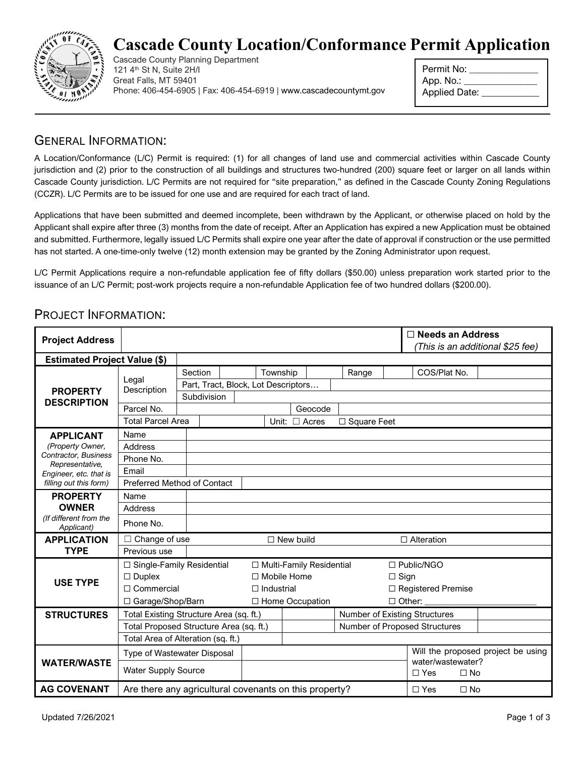# Cascade County Location/Conformance Permit Application

Cascade County Planning Department
121 4th St N, Suite 2H/I
Great Falls, MT 59401
Phone: 406-454-6905 | Fax: 406-454-6919 | www.cascadecountymt.gov

Permit No: ______________
App. No.: ______________
Applied Date: ____________

## General Information:

A Location/Conformance (L/C) Permit is required: (1) for all changes of land use and commercial activities within Cascade County jurisdiction and (2) prior to the construction of all buildings and structures two-hundred (200) square feet or larger on all lands within Cascade County jurisdiction. L/C Permits are not required for "site preparation," as defined in the Cascade County Zoning Regulations (CCZR). L/C Permits are to be issued for one use and are required for each tract of land.

Applications that have been submitted and deemed incomplete, been withdrawn by the Applicant, or otherwise placed on hold by the Applicant shall expire after three (3) months from the date of receipt. After an Application has expired a new Application must be obtained and submitted. Furthermore, legally issued L/C Permits shall expire one year after the date of approval if construction or the use permitted has not started. A one-time-only twelve (12) month extension may be granted by the Zoning Administrator upon request.

L/C Permit Applications require a non-refundable application fee of fifty dollars ($50.00) unless preparation work started prior to the issuance of an L/C Permit; post-work projects require a non-refundable Application fee of two hundred dollars ($200.00).

## Project Information:

| | | | |
|---|---|---|---|
| **Project Address** | | | ☐ **Needs an Address** *(This is an additional $25 fee)* |
| **Estimated Project Value ($)** | | | |
| **PROPERTY DESCRIPTION** | Legal Description | Section: ___ Township: ___ Range: ___ COS/Plat No.: ___ | |
| | | Part, Tract, Block, Lot Descriptors… | |
| | | Subdivision | |
| | Parcel No. | Geocode | |
| | Total Parcel Area | Unit: ☐ Acres ☐ Square Feet | |
| **APPLICANT** *(Property Owner, Contractor, Business Representative, Engineer, etc. that is filling out this form)* | Name | | |
| | Address | | |
| | Phone No. | | |
| | Email | | |
| | Preferred Method of Contact | | |
| **PROPERTY OWNER** *(If different from the Applicant)* | Name | | |
| | Address | | |
| | Phone No. | | |
| **APPLICATION TYPE** | ☐ Change of use | ☐ New build | ☐ Alteration |
| | Previous use | | |
| **USE TYPE** | ☐ Single-Family Residential | ☐ Multi-Family Residential | ☐ Public/NGO |
| | ☐ Duplex | ☐ Mobile Home | ☐ Sign |
| | ☐ Commercial | ☐ Industrial | ☐ Registered Premise |
| | ☐ Garage/Shop/Barn | ☐ Home Occupation | ☐ Other: ______________________ |
| **STRUCTURES** | Total Existing Structure Area (sq. ft.) | Number of Existing Structures | |
| | Total Proposed Structure Area (sq. ft.) | Number of Proposed Structures | |
| | Total Area of Alteration (sq. ft.) | | |
| **WATER/WASTE** | Type of Wastewater Disposal | | Will the proposed project be using water/wastewater? ☐ Yes ☐ No |
| | Water Supply Source | | |
| **AG COVENANT** | Are there any agricultural covenants on this property? | | ☐ Yes ☐ No |

Updated 7/26/2021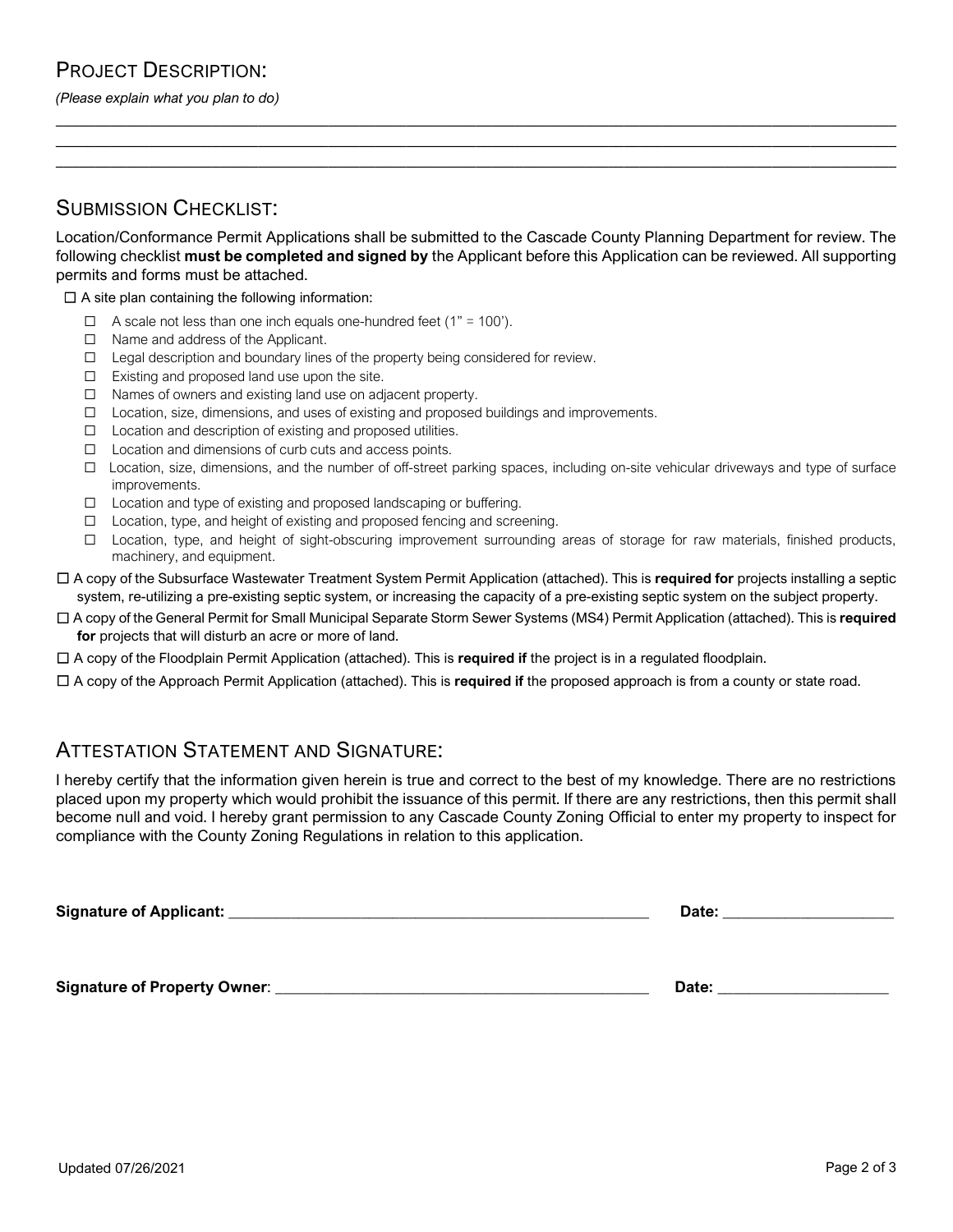## PROJECT DESCRIPTION:

*(Please explain what you plan to do)*

\_\_\_\_\_\_\_\_\_\_\_\_\_\_\_\_\_\_\_\_\_\_\_\_\_\_\_\_\_\_\_\_\_\_\_\_\_\_\_\_\_\_\_\_\_\_\_\_\_\_\_\_\_\_\_\_\_\_\_\_\_\_\_\_\_\_\_\_\_\_\_\_\_\_\_\_\_\_\_\_

\_\_\_\_\_\_\_\_\_\_\_\_\_\_\_\_\_\_\_\_\_\_\_\_\_\_\_\_\_\_\_\_\_\_\_\_\_\_\_\_\_\_\_\_\_\_\_\_\_\_\_\_\_\_\_\_\_\_\_\_\_\_\_\_\_\_\_\_\_\_\_\_\_\_\_\_\_\_\_\_

\_\_\_\_\_\_\_\_\_\_\_\_\_\_\_\_\_\_\_\_\_\_\_\_\_\_\_\_\_\_\_\_\_\_\_\_\_\_\_\_\_\_\_\_\_\_\_\_\_\_\_\_\_\_\_\_\_\_\_\_\_\_\_\_\_\_\_\_\_\_\_\_\_\_\_\_\_\_\_\_

## SUBMISSION CHECKLIST:

Location/Conformance Permit Applications shall be submitted to the Cascade County Planning Department for review. The following checklist **must be completed and signed by** the Applicant before this Application can be reviewed. All supporting permits and forms must be attached.

- ☐ A site plan containing the following information:
  - ☐ A scale not less than one inch equals one-hundred feet (1" = 100').
  - ☐ Name and address of the Applicant.
  - ☐ Legal description and boundary lines of the property being considered for review.
  - ☐ Existing and proposed land use upon the site.
  - ☐ Names of owners and existing land use on adjacent property.
  - ☐ Location, size, dimensions, and uses of existing and proposed buildings and improvements.
  - ☐ Location and description of existing and proposed utilities.
  - ☐ Location and dimensions of curb cuts and access points.
  - ☐ Location, size, dimensions, and the number of off-street parking spaces, including on-site vehicular driveways and type of surface improvements.
  - ☐ Location and type of existing and proposed landscaping or buffering.
  - ☐ Location, type, and height of existing and proposed fencing and screening.
  - ☐ Location, type, and height of sight-obscuring improvement surrounding areas of storage for raw materials, finished products, machinery, and equipment.
- ☐ A copy of the Subsurface Wastewater Treatment System Permit Application (attached). This is **required for** projects installing a septic system, re-utilizing a pre-existing septic system, or increasing the capacity of a pre-existing septic system on the subject property.
- ☐ A copy of the General Permit for Small Municipal Separate Storm Sewer Systems (MS4) Permit Application (attached). This is **required for** projects that will disturb an acre or more of land.
- ☐ A copy of the Floodplain Permit Application (attached). This is **required if** the project is in a regulated floodplain.
- ☐ A copy of the Approach Permit Application (attached). This is **required if** the proposed approach is from a county or state road.

## ATTESTATION STATEMENT AND SIGNATURE:

I hereby certify that the information given herein is true and correct to the best of my knowledge. There are no restrictions placed upon my property which would prohibit the issuance of this permit. If there are any restrictions, then this permit shall become null and void. I hereby grant permission to any Cascade County Zoning Official to enter my property to inspect for compliance with the County Zoning Regulations in relation to this application.

**Signature of Applicant:** \_\_\_\_\_\_\_\_\_\_\_\_\_\_\_\_\_\_\_\_\_\_\_\_\_\_\_\_\_\_\_\_\_\_\_\_\_\_\_\_ **Date:** \_\_\_\_\_\_\_\_\_\_\_\_\_\_\_\_

**Signature of Property Owner**: \_\_\_\_\_\_\_\_\_\_\_\_\_\_\_\_\_\_\_\_\_\_\_\_\_\_\_\_\_\_\_\_\_\_\_\_ **Date:** \_\_\_\_\_\_\_\_\_\_\_\_\_\_\_\_

Updated 07/26/2021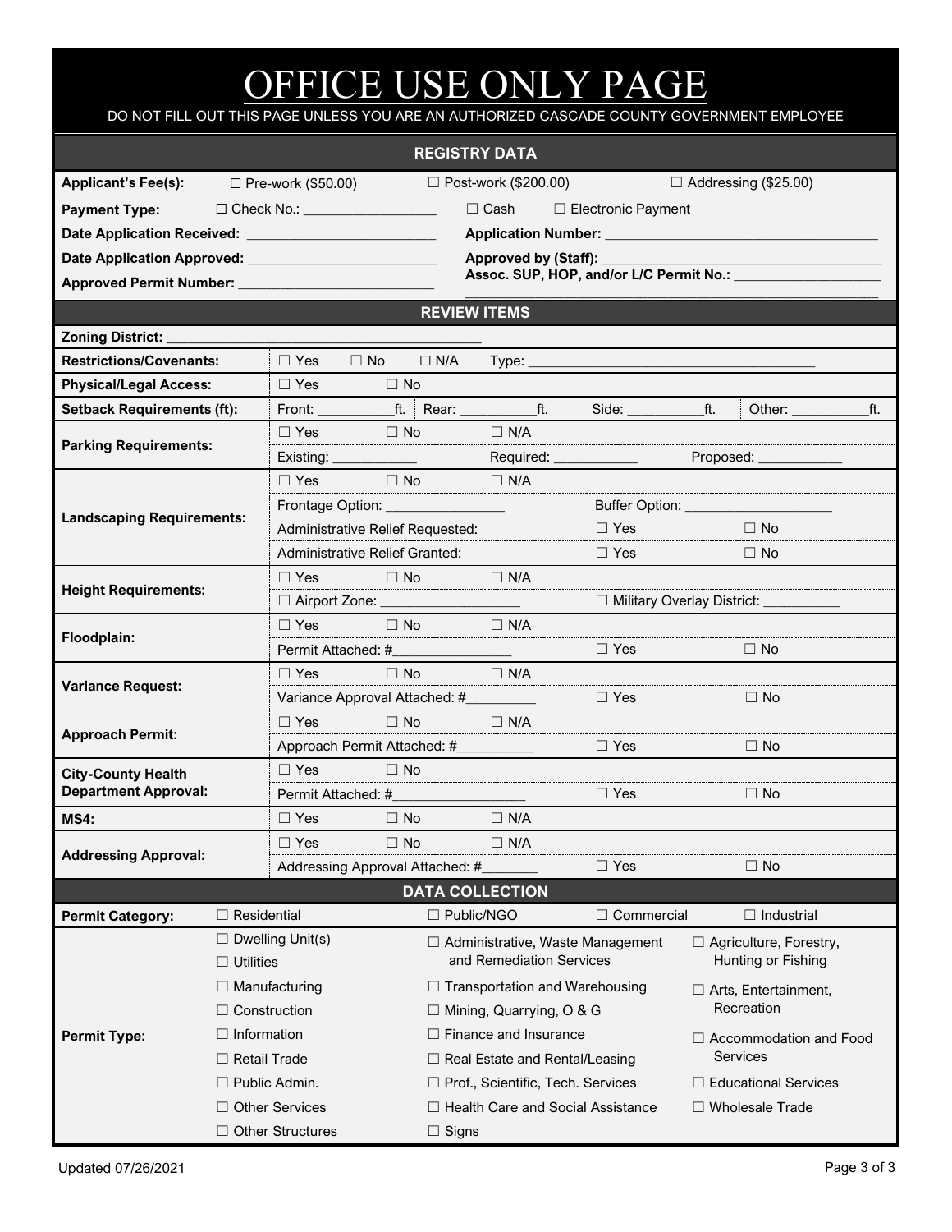# OFFICE USE ONLY PAGE

DO NOT FILL OUT THIS PAGE UNLESS YOU ARE AN AUTHORIZED CASCADE COUNTY GOVERNMENT EMPLOYEE

## REGISTRY DATA

**Applicant's Fee(s):** ☐ Pre-work ($50.00) ☐ Post-work ($200.00) ☐ Addressing ($25.00)

**Payment Type:** ☐ Check No.: ________________ ☐ Cash ☐ Electronic Payment

**Date Application Received:** ________________________ **Application Number:** ________________________

**Date Application Approved:** ________________________ **Approved by (Staff):** ________________________

**Approved Permit Number:** ________________________ **Assoc. SUP, HOP, and/or L/C Permit No.:** ________________________

## REVIEW ITEMS

**Zoning District:** ________________________________________

| | | | | |
|---|---|---|---|---|
| **Restrictions/Covenants:** | ☐ Yes ☐ No ☐ N/A | Type: ________________________ | | |
| **Physical/Legal Access:** | ☐ Yes ☐ No | | | |
| **Setback Requirements (ft):** | Front: ________ft. | Rear: ________ft. | Side: ________ft. | Other: ________ft. |
| **Parking Requirements:** | ☐ Yes ☐ No ☐ N/A | | | |
| | Existing: __________ | Required: __________ | Proposed: __________ | |
| **Landscaping Requirements:** | ☐ Yes ☐ No ☐ N/A | | | |
| | Frontage Option: ______________ | | Buffer Option: ______________ | |
| | Administrative Relief Requested: | | ☐ Yes | ☐ No |
| | Administrative Relief Granted: | | ☐ Yes | ☐ No |
| **Height Requirements:** | ☐ Yes ☐ No ☐ N/A | | | |
| | ☐ Airport Zone: ______________ | | ☐ Military Overlay District: __________ | |
| **Floodplain:** | ☐ Yes ☐ No ☐ N/A | | | |
| | Permit Attached: #______________ | | ☐ Yes | ☐ No |
| **Variance Request:** | ☐ Yes ☐ No ☐ N/A | | | |
| | Variance Approval Attached: #________ | | ☐ Yes | ☐ No |
| **Approach Permit:** | ☐ Yes ☐ No ☐ N/A | | | |
| | Approach Permit Attached: #________ | | ☐ Yes | ☐ No |
| **City-County Health Department Approval:** | ☐ Yes ☐ No | | | |
| | Permit Attached: #______________ | | ☐ Yes | ☐ No |
| **MS4:** | ☐ Yes ☐ No ☐ N/A | | | |
| **Addressing Approval:** | ☐ Yes ☐ No ☐ N/A | | | |
| | Addressing Approval Attached: #_______ | | ☐ Yes | ☐ No |

## DATA COLLECTION

| | | | | |
|---|---|---|---|---|
| **Permit Category:** | ☐ Residential | ☐ Public/NGO | ☐ Commercial | ☐ Industrial |

| | | | |
|---|---|---|---|
| **Permit Type:** | ☐ Dwelling Unit(s) | ☐ Administrative, Waste Management and Remediation Services | ☐ Agriculture, Forestry, Hunting or Fishing |
| | ☐ Utilities | | |
| | ☐ Manufacturing | ☐ Transportation and Warehousing | ☐ Arts, Entertainment, Recreation |
| | ☐ Construction | ☐ Mining, Quarrying, O & G | |
| | ☐ Information | ☐ Finance and Insurance | ☐ Accommodation and Food Services |
| | ☐ Retail Trade | ☐ Real Estate and Rental/Leasing | |
| | ☐ Public Admin. | ☐ Prof., Scientific, Tech. Services | ☐ Educational Services |
| | ☐ Other Services | ☐ Health Care and Social Assistance | ☐ Wholesale Trade |
| | ☐ Other Structures | ☐ Signs | |

Updated 07/26/2021